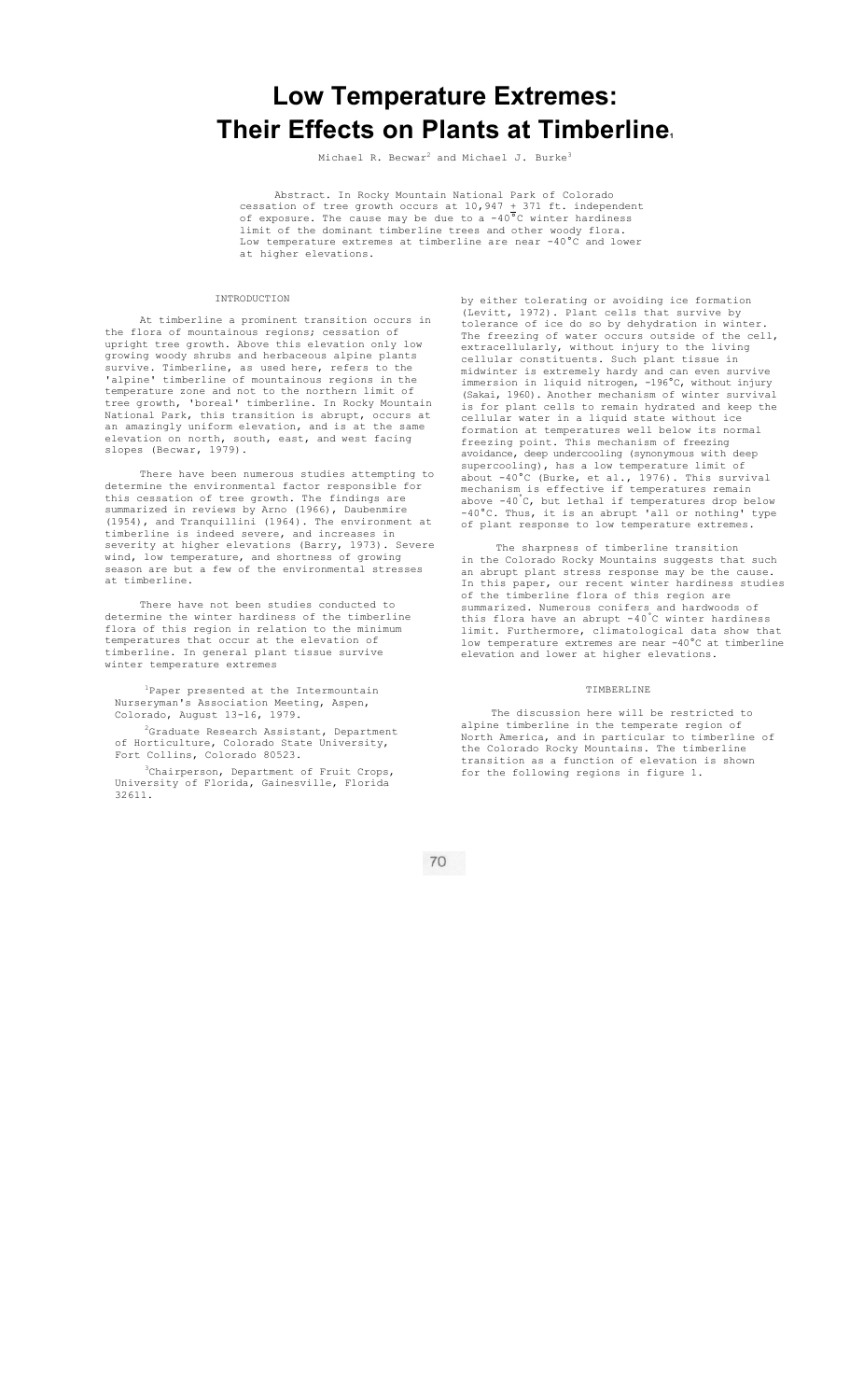# Low Temperature Extremes: Their Effects on Plants at Timberline[1]

Michael R. Becwar[2] and Michael J. Burke[3]

Abstract. In Rocky Mountain National Park of Colorado cessation of tree growth occurs at 10,947 ± 371 ft. independent of exposure. The cause may be due to a -40°C winter hardiness limit of the dominant timberline trees and other woody flora. Low temperature extremes at timberline are near -40°C and lower at higher elevations.

## INTRODUCTION

At timberline a prominent transition occurs in the flora of mountainous regions; cessation of upright tree growth. Above this elevation only low growing woody shrubs and herbaceous alpine plants survive. Timberline, as used here, refers to the 'alpine' timberline of mountainous regions in the temperate zone and not to the northern limit of tree growth, 'boreal' timberline. In Rocky Mountain National Park, this transition is abrupt, occurs at an amazingly uniform elevation, and is at the same elevation on north, south, east, and west facing slopes (Becwar, 1979).

There have been numerous studies attempting to determine the environmental factor responsible for this cessation of tree growth. The findings are summarized in reviews by Arno (1966), Daubenmire (1954), and Tranquillini (1964). The environment at timberline is indeed severe, and increases in severity at higher elevations (Barry, 1973). Severe wind, low temperature, and shortness of growing season are but a few of the environmental stresses at timberline.

There have not been studies conducted to determine the winter hardiness of the timberline flora of this region in relation to the minimum temperatures that occur at the elevation of timberline. In general plant tissue survive winter temperature extremes by either tolerating or avoiding ice formation (Levitt, 1972). Plant cells that survive by tolerance of ice do so by dehydration in winter. The freezing of water occurs outside of the cell, extracellularly, without injury to the living cellular constituents. Such plant tissue in midwinter is extremely hardy and can even survive immersion in liquid nitrogen, -196°C, without injury (Sakai, 1960). Another mechanism of winter survival is for plant cells to remain hydrated and keep the cellular water in a liquid state without ice formation at temperatures well below its normal freezing point. This mechanism of freezing avoidance, deep undercooling (synonymous with deep supercooling), has a low temperature limit of about -40°C (Burke, et al., 1976). This survival mechanism is effective if temperatures remain above -40°C, but lethal if temperatures drop below -40°C. Thus, it is an abrupt 'all or nothing' type of plant response to low temperature extremes.

The sharpness of timberline transition in the Colorado Rocky Mountains suggests that such an abrupt plant stress response may be the cause. In this paper, our recent winter hardiness studies of the timberline flora of this region are summarized. Numerous conifers and hardwoods of this flora have an abrupt -40°C winter hardiness limit. Furthermore, climatological data show that low temperature extremes are near -40°C at timberline elevation and lower at higher elevations.

## TIMBERLINE

The discussion here will be restricted to alpine timberline in the temperate region of North America, and in particular to timberline of the Colorado Rocky Mountains. The timberline transition as a function of elevation is shown for the following regions in figure 1.

[1] Paper presented at the Intermountain Nurseryman's Association Meeting, Aspen, Colorado, August 13-16, 1979.

[2] Graduate Research Assistant, Department of Horticulture, Colorado State University, Fort Collins, Colorado 80523.

[3] Chairperson, Department of Fruit Crops, University of Florida, Gainesville, Florida 32611.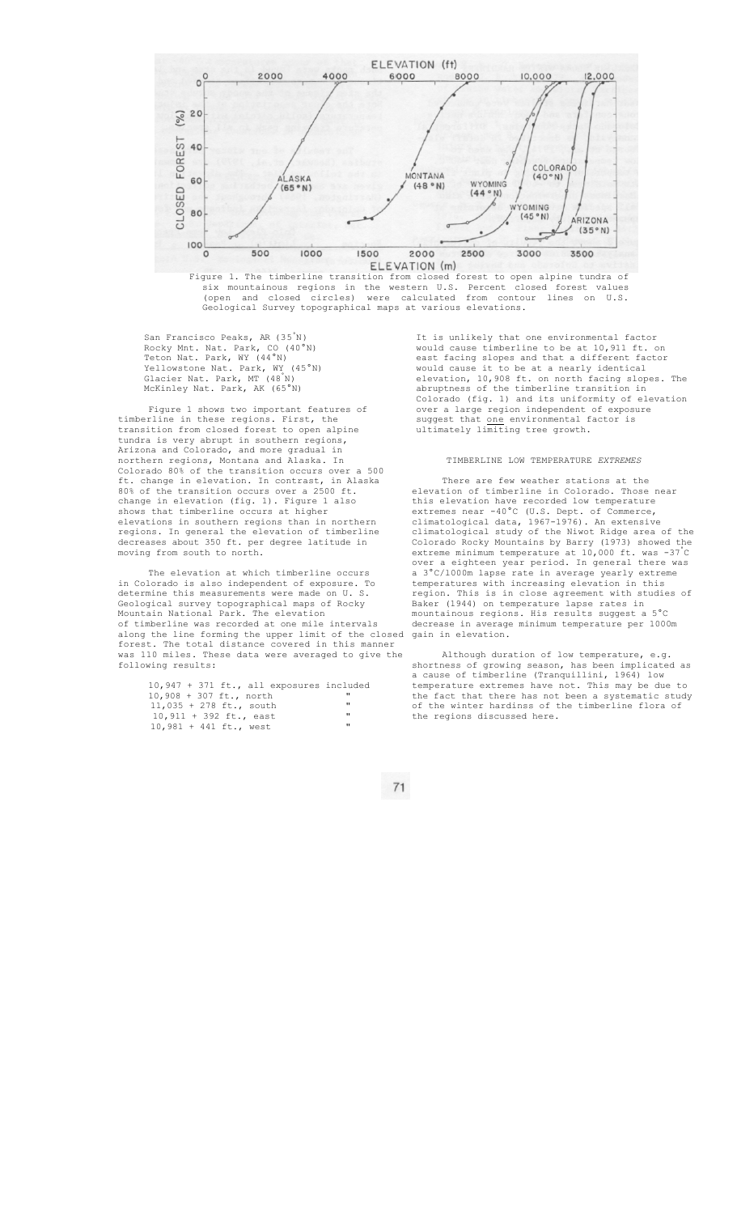Figure 1. The timberline transition from closed forest to open alpine tundra of six mountainous regions in the western U.S. Percent closed forest values (open and closed circles) were calculated from contour lines on U.S. Geological Survey topographical maps at various elevations.

San Francisco Peaks, AR (35°N)
Rocky Mnt. Nat. Park, CO (40°N)
Teton Nat. Park, WY (44°N)
Yellowstone Nat. Park, WY (45°N)
Glacier Nat. Park, MT (48°N)
McKinley Nat. Park, AK (65°N)

Figure 1 shows two important features of timberline in these regions. First, the transition from closed forest to open alpine tundra is very abrupt in southern regions, Arizona and Colorado, and more gradual in northern regions, Montana and Alaska. In Colorado 80% of the transition occurs over a 500 ft. change in elevation. In contrast, in Alaska 80% of the transition occurs over a 2500 ft. change in elevation (fig. 1). Figure 1 also shows that timberline occurs at higher elevations in southern regions than in northern regions. In general the elevation of timberline decreases about 350 ft. per degree latitude in moving from south to north.

The elevation at which timberline occurs in Colorado is also independent of exposure. To determine this measurements were made on U. S. Geological survey topographical maps of Rocky Mountain National Park. The elevation of timberline was recorded at one mile intervals along the line forming the upper limit of the closed forest. The total distance covered in this manner was 110 miles. These data were averaged to give the following results:

10,947 + 371 ft., all exposures included
10,908 + 307 ft., north "
11,035 + 278 ft., south "
10,911 + 392 ft., east "
10,981 + 441 ft., west "

It is unlikely that one environmental factor would cause timberline to be at 10,911 ft. on east facing slopes and that a different factor would cause it to be at a nearly identical elevation, 10,908 ft. on north facing slopes. The abruptness of the timberline transition in Colorado (fig. 1) and its uniformity of elevation over a large region independent of exposure suggest that <u>one</u> environmental factor is ultimately limiting tree growth.

## TIMBERLINE LOW TEMPERATURE *EXTREMES*

There are few weather stations at the elevation of timberline in Colorado. Those near this elevation have recorded low temperature extremes near -40°C (U.S. Dept. of Commerce, climatological data, 1967-1976). An extensive climatological study of the Niwot Ridge area of the Colorado Rocky Mountains by Barry (1973) showed the extreme minimum temperature at 10,000 ft. was -37°C over a eighteen year period. In general there was a 3°C/1000m lapse rate in average yearly extreme temperatures with increasing elevation in this region. This is in close agreement with studies of Baker (1944) on temperature lapse rates in mountainous regions. His results suggest a 5°C decrease in average minimum temperature per 1000m gain in elevation.

Although duration of low temperature, e.g. shortness of growing season, has been implicated as a cause of timberline (Tranquillini, 1964) low temperature extremes have not. This may be due to the fact that there has not been a systematic study of the winter hardinss of the timberline flora of the regions discussed here.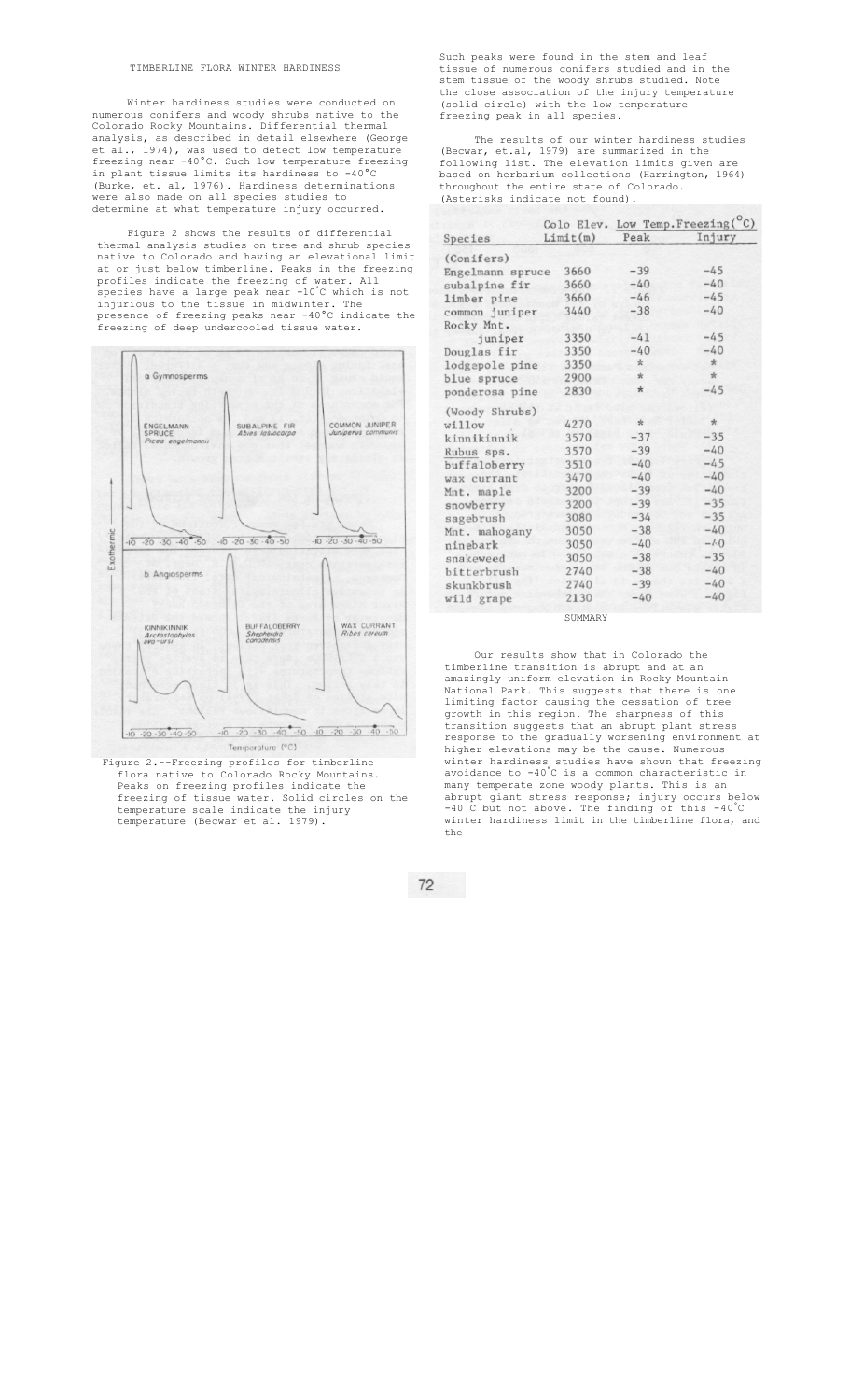## TIMBERLINE FLORA WINTER HARDINESS

Winter hardiness studies were conducted on numerous conifers and woody shrubs native to the Colorado Rocky Mountains. Differential thermal analysis, as described in detail elsewhere (George et al., 1974), was used to detect low temperature freezing near -40°C. Such low temperature freezing in plant tissue limits its hardiness to -40°C (Burke, et. al, 1976). Hardiness determinations were also made on all species studies to determine at what temperature injury occurred.

Figure 2 shows the results of differential thermal analysis studies on tree and shrub species native to Colorado and having an elevational limit at or just below timberline. Peaks in the freezing profiles indicate the freezing of water. All species have a large peak near -10°C which is not injurious to the tissue in midwinter. The presence of freezing peaks near -40°C indicate the freezing of deep undercooled tissue water.

Figure 2.--Freezing profiles for timberline flora native to Colorado Rocky Mountains. Peaks on freezing profiles indicate the freezing of tissue water. Solid circles on the temperature scale indicate the injury temperature (Becwar et al. 1979).

Such peaks were found in the stem and leaf tissue of numerous conifers studied and in the stem tissue of the woody shrubs studied. Note the close association of the injury temperature (solid circle) with the low temperature freezing peak in all species.

The results of our winter hardiness studies (Becwar, et.al, 1979) are summarized in the following list. The elevation limits given are based on herbarium collections (Harrington, 1964) throughout the entire state of Colorado. (Asterisks indicate not found).

| Species | Colo Elev. Limit(m) | Low Temp.Freezing(°C) Peak | Injury |
|---|---|---|---|
| (Conifers) | | | |
| Engelmann spruce | 3660 | -39 | -45 |
| subalpine fir | 3660 | -40 | -40 |
| limber pine | 3660 | -46 | -45 |
| common juniper | 3440 | -38 | -40 |
| Rocky Mnt. juniper | 3350 | -41 | -45 |
| Douglas fir | 3350 | -40 | -40 |
| lodgepole pine | 3350 | * | * |
| blue spruce | 2900 | * | * |
| ponderosa pine | 2830 | * | -45 |
| (Woody Shrubs) | | | |
| willow | 4270 | * | * |
| kinnikinnik | 3570 | -37 | -35 |
| Rubus sps. | 3570 | -39 | -40 |
| buffaloberry | 3510 | -40 | -45 |
| wax currant | 3470 | -40 | -40 |
| Mnt. maple | 3200 | -39 | -40 |
| snowberry | 3200 | -39 | -35 |
| sagebrush | 3080 | -34 | -35 |
| Mnt. mahogany | 3050 | -38 | -40 |
| ninebark | 3050 | -40 | -40 |
| snakeweed | 3050 | -38 | -35 |
| bitterbrush | 2740 | -38 | -40 |
| skunkbrush | 2740 | -39 | -40 |
| wild grape | 2130 | -40 | -40 |

## SUMMARY

Our results show that in Colorado the timberline transition is abrupt and at an amazingly uniform elevation in Rocky Mountain National Park. This suggests that there is one limiting factor causing the cessation of tree growth in this region. The sharpness of this transition suggests that an abrupt plant stress response to the gradually worsening environment at higher elevations may be the cause. Numerous winter hardiness studies have shown that freezing avoidance to -40°C is a common characteristic in many temperate zone woody plants. This is an abrupt giant stress response; injury occurs below -40 C but not above. The finding of this -40°C winter hardiness limit in the timberline flora, and the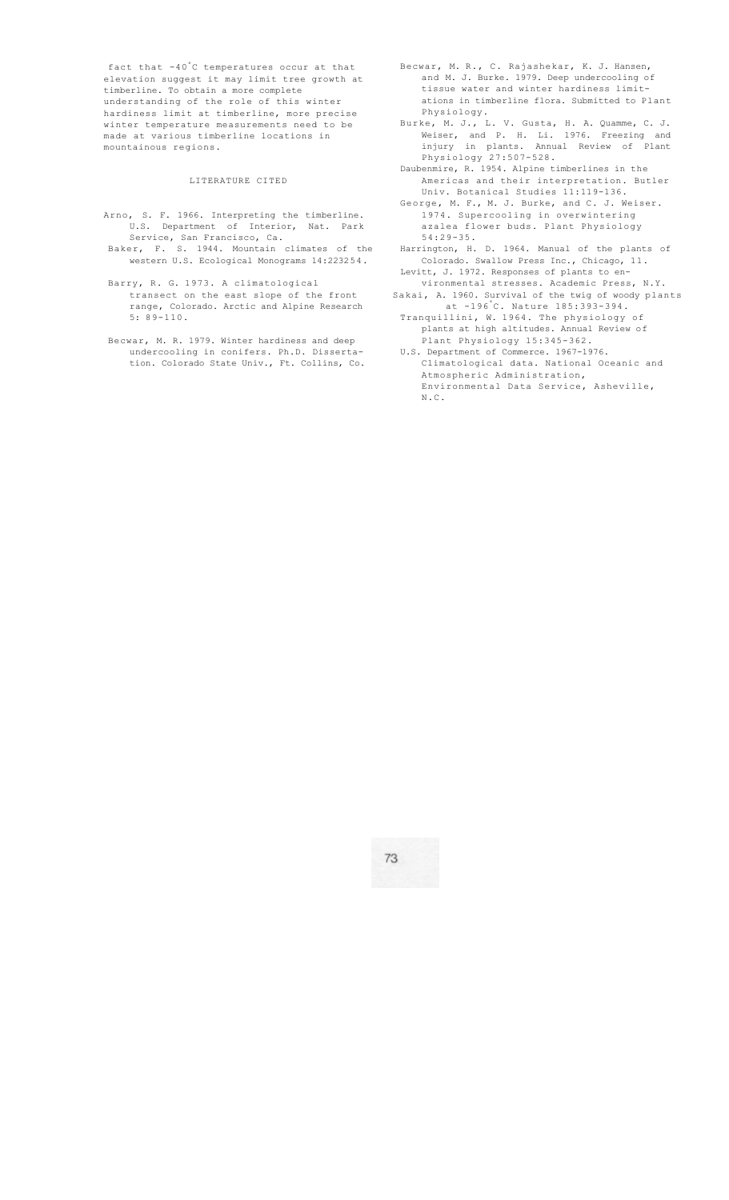fact that −40°C temperatures occur at that elevation suggest it may limit tree growth at timberline. To obtain a more complete understanding of the role of this winter hardiness limit at timberline, more precise winter temperature measurements need to be made at various timberline locations in mountainous regions.

## LITERATURE CITED

Arno, S. F. 1966. Interpreting the timberline. U.S. Department of Interior, Nat. Park Service, San Francisco, Ca.

Baker, F. S. 1944. Mountain climates of the western U.S. Ecological Monograms 14:223254.

Barry, R. G. 1973. A climatological transect on the east slope of the front range, Colorado. Arctic and Alpine Research 5: 89-110.

Becwar, M. R. 1979. Winter hardiness and deep undercooling in conifers. Ph.D. Dissertation. Colorado State Univ., Ft. Collins, Co.

Becwar, M. R., C. Rajashekar, K. J. Hansen, and M. J. Burke. 1979. Deep undercooling of tissue water and winter hardiness limitations in timberline flora. Submitted to Plant Physiology.

Burke, M. J., L. V. Gusta, H. A. Quamme, C. J. Weiser, and P. H. Li. 1976. Freezing and injury in plants. Annual Review of Plant Physiology 27:507-528.

Daubenmire, R. 1954. Alpine timberlines in the Americas and their interpretation. Butler Univ. Botanical Studies 11:119-136.

George, M. F., M. J. Burke, and C. J. Weiser. 1974. Supercooling in overwintering azalea flower buds. Plant Physiology 54:29-35.

Harrington, H. D. 1964. Manual of the plants of Colorado. Swallow Press Inc., Chicago, 11.

Levitt, J. 1972. Responses of plants to environmental stresses. Academic Press, N.Y.

Sakai, A. 1960. Survival of the twig of woody plants at −196°C. Nature 185:393-394.

Tranquillini, W. 1964. The physiology of plants at high altitudes. Annual Review of Plant Physiology 15:345-362.

U.S. Department of Commerce. 1967-1976. Climatological data. National Oceanic and Atmospheric Administration, Environmental Data Service, Asheville, N.C.